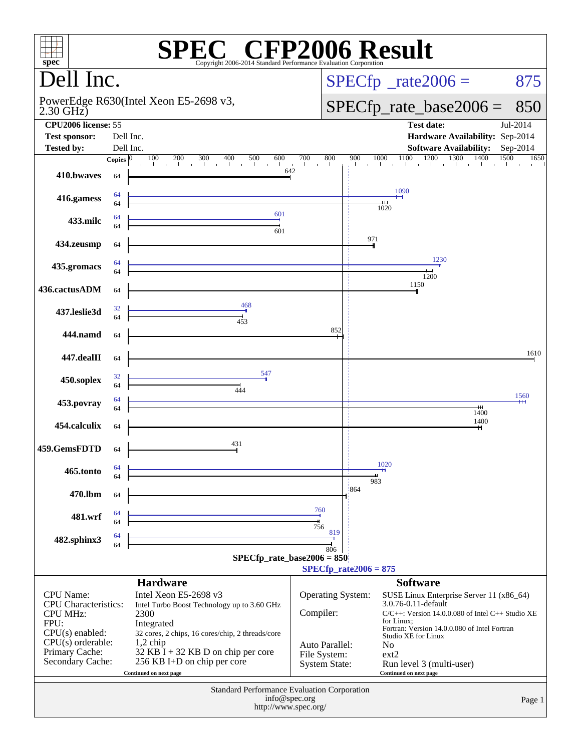# SPEC CFP2006 Result

Copyright 2006-2014 Standard Performance Evaluation Corporation

## Dell Inc.

PowerEdge R630(Intel Xeon E5-2698 v3, 2.30 GHz)

SPECfp_rate2006 = 875

SPECfp_rate_base2006 = 850

| | | | |
|---|---|---|---|
| **CPU2006 license:** | 55 | **Test date:** | Jul-2014 |
| **Test sponsor:** | Dell Inc. | **Hardware Availability:** | Sep-2014 |
| **Tested by:** | Dell Inc. | **Software Availability:** | Sep-2014 |

| Benchmark | Copies (peak) | Copies (base) | Peak | Base |
|---|---|---|---|---|
| 410.bwaves | | 64 | | 642 |
| 416.gamess | 64 | 64 | 1090 | 1020 |
| 433.milc | 64 | 64 | 601 | 601 |
| 434.zeusmp | | 64 | | 971 |
| 435.gromacs | 64 | 64 | 1230 | 1200 |
| 436.cactusADM | | 64 | | 1150 |
| 437.leslie3d | 32 | 64 | 468 | 453 |
| 444.namd | | 64 | | 852 |
| 447.dealII | | 64 | | 1610 |
| 450.soplex | 32 | 64 | 547 | 444 |
| 453.povray | 64 | 64 | 1560 | 1400 |
| 454.calculix | | 64 | | 1400 |
| 459.GemsFDTD | | 64 | | 431 |
| 465.tonto | 64 | 64 | 1020 | 983 |
| 470.lbm | | 64 | | 864 |
| 481.wrf | 64 | 64 | 760 | 756 |
| 482.sphinx3 | 64 | 64 | 819 | 806 |

SPECfp_rate_base2006 = 850

SPECfp_rate2006 = 875

### Hardware

| | |
|---|---|
| CPU Name: | Intel Xeon E5-2698 v3 |
| CPU Characteristics: | Intel Turbo Boost Technology up to 3.60 GHz |
| CPU MHz: | 2300 |
| FPU: | Integrated |
| CPU(s) enabled: | 32 cores, 2 chips, 16 cores/chip, 2 threads/core |
| CPU(s) orderable: | 1,2 chip |
| Primary Cache: | 32 KB I + 32 KB D on chip per core |
| Secondary Cache: | 256 KB I+D on chip per core |

Continued on next page

### Software

| | |
|---|---|
| Operating System: | SUSE Linux Enterprise Server 11 (x86_64) 3.0.76-0.11-default |
| Compiler: | C/C++: Version 14.0.0.080 of Intel C++ Studio XE for Linux; Fortran: Version 14.0.0.080 of Intel Fortran Studio XE for Linux |
| Auto Parallel: | No |
| File System: | ext2 |
| System State: | Run level 3 (multi-user) |

Continued on next page

Standard Performance Evaluation Corporation
info@spec.org
http://www.spec.org/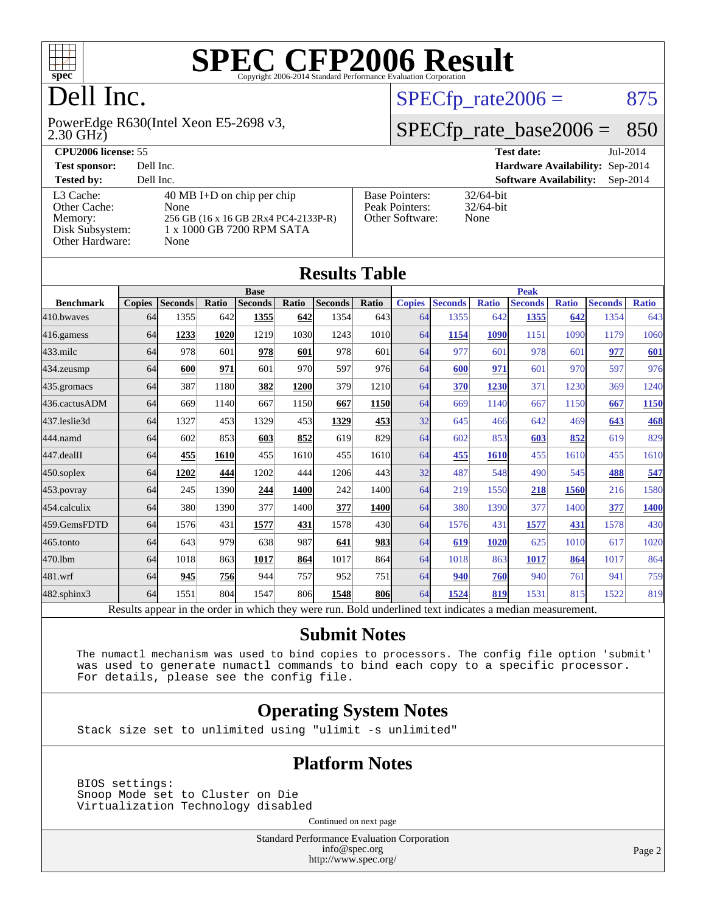# SPEC CFP2006 Result

Copyright 2006-2014 Standard Performance Evaluation Corporation

## Dell Inc.

PowerEdge R630(Intel Xeon E5-2698 v3, 2.30 GHz)

SPECfp_rate2006 = 875

SPECfp_rate_base2006 = 850

| | | | |
|---|---|---|---|
| **CPU2006 license:** 55 | | **Test date:** | Jul-2014 |
| **Test sponsor:** | Dell Inc. | **Hardware Availability:** | Sep-2014 |
| **Tested by:** | Dell Inc. | **Software Availability:** | Sep-2014 |

| | |
|---|---|
| L3 Cache: | 40 MB I+D on chip per chip |
| Other Cache: | None |
| Memory: | 256 GB (16 x 16 GB 2Rx4 PC4-2133P-R) |
| Disk Subsystem: | 1 x 1000 GB 7200 RPM SATA |
| Other Hardware: | None |

| | |
|---|---|
| Base Pointers: | 32/64-bit |
| Peak Pointers: | 32/64-bit |
| Other Software: | None |

## Results Table

| Benchmark | Base | | | | | | | Peak | | | | | | |
|---|---|---|---|---|---|---|---|---|---|---|---|---|---|---|
| | Copies | Seconds | Ratio | Seconds | Ratio | Seconds | Ratio | Copies | Seconds | Ratio | Seconds | Ratio | Seconds | Ratio |
| 410.bwaves | 64 | 1355 | 642 | **1355** | **642** | 1354 | 643 | 64 | 1355 | 642 | **1355** | **642** | 1354 | 643 |
| 416.gamess | 64 | **1233** | **1020** | 1219 | 1030 | 1243 | 1010 | 64 | **1154** | **1090** | 1151 | 1090 | 1179 | 1060 |
| 433.milc | 64 | 978 | 601 | **978** | **601** | 978 | 601 | 64 | 977 | 601 | 978 | 601 | **977** | **601** |
| 434.zeusmp | 64 | **600** | **971** | 601 | 970 | 597 | 976 | 64 | **600** | **971** | 601 | 970 | 597 | 976 |
| 435.gromacs | 64 | 387 | 1180 | **382** | **1200** | 379 | 1210 | 64 | **370** | **1230** | 371 | 1230 | 369 | 1240 |
| 436.cactusADM | 64 | 669 | 1140 | 667 | 1150 | **667** | **1150** | 64 | 669 | 1140 | 667 | 1150 | **667** | **1150** |
| 437.leslie3d | 64 | 1327 | 453 | 1329 | 453 | **1329** | **453** | 32 | 645 | 466 | 642 | 469 | **643** | **468** |
| 444.namd | 64 | 602 | 853 | **603** | **852** | 619 | 829 | 64 | 602 | 853 | **603** | **852** | 619 | 829 |
| 447.dealII | 64 | **455** | **1610** | 455 | 1610 | 455 | 1610 | 64 | **455** | **1610** | 455 | 1610 | 455 | 1610 |
| 450.soplex | 64 | **1202** | **444** | 1202 | 444 | 1206 | 443 | 32 | 487 | 548 | 490 | 545 | **488** | **547** |
| 453.povray | 64 | 245 | 1390 | **244** | **1400** | 242 | 1400 | 64 | 219 | 1550 | **218** | **1560** | 216 | 1580 |
| 454.calculix | 64 | 380 | 1390 | 377 | 1400 | **377** | **1400** | 64 | 380 | 1390 | 377 | 1400 | **377** | **1400** |
| 459.GemsFDTD | 64 | 1576 | 431 | **1577** | **431** | 1578 | 430 | 64 | 1576 | 431 | **1577** | **431** | 1578 | 430 |
| 465.tonto | 64 | 643 | 979 | 638 | 987 | **641** | **983** | 64 | **619** | **1020** | 625 | 1010 | 617 | 1020 |
| 470.lbm | 64 | 1018 | 863 | **1017** | **864** | 1017 | 864 | 64 | 1018 | 863 | **1017** | **864** | 1017 | 864 |
| 481.wrf | 64 | **945** | **756** | 944 | 757 | 952 | 751 | 64 | **940** | **760** | 940 | 761 | 941 | 759 |
| 482.sphinx3 | 64 | 1551 | 804 | 1547 | 806 | **1548** | **806** | 64 | **1524** | **819** | 1531 | 815 | 1522 | 819 |

Results appear in the order in which they were run. Bold underlined text indicates a median measurement.

## Submit Notes

```
The numactl mechanism was used to bind copies to processors. The config file option 'submit'
was used to generate numactl commands to bind each copy to a specific processor.
For details, please see the config file.
```

## Operating System Notes

```
Stack size set to unlimited using "ulimit -s unlimited"
```

## Platform Notes

```
BIOS settings:
Snoop Mode set to Cluster on Die
Virtualization Technology disabled
```

Continued on next page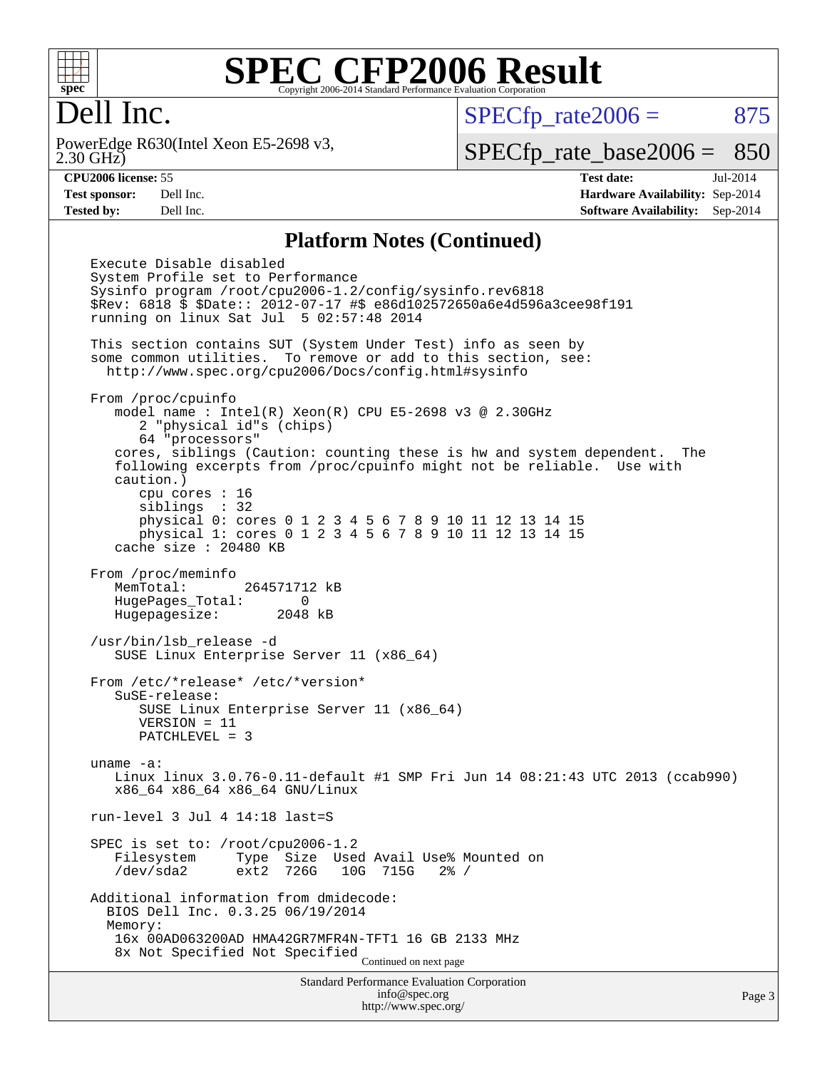# Dell Inc.

PowerEdge R630(Intel Xeon E5-2698 v3, 2.30 GHz)

SPECfp_rate2006 = 875

SPECfp_rate_base2006 = 850

**CPU2006 license:** 55
**Test sponsor:** Dell Inc.
**Tested by:** Dell Inc.

**Test date:** Jul-2014
**Hardware Availability:** Sep-2014
**Software Availability:** Sep-2014

## Platform Notes (Continued)

```
Execute Disable disabled
System Profile set to Performance
Sysinfo program /root/cpu2006-1.2/config/sysinfo.rev6818
$Rev: 6818 $ $Date:: 2012-07-17 #$ e86d102572650a6e4d596a3cee98f191
running on linux Sat Jul  5 02:57:48 2014

This section contains SUT (System Under Test) info as seen by
some common utilities.  To remove or add to this section, see:
  http://www.spec.org/cpu2006/Docs/config.html#sysinfo

From /proc/cpuinfo
   model name : Intel(R) Xeon(R) CPU E5-2698 v3 @ 2.30GHz
      2 "physical id"s (chips)
      64 "processors"
   cores, siblings (Caution: counting these is hw and system dependent.  The
   following excerpts from /proc/cpuinfo might not be reliable.  Use with
   caution.)
      cpu cores : 16
      siblings  : 32
      physical 0: cores 0 1 2 3 4 5 6 7 8 9 10 11 12 13 14 15
      physical 1: cores 0 1 2 3 4 5 6 7 8 9 10 11 12 13 14 15
   cache size : 20480 KB

From /proc/meminfo
   MemTotal:       264571712 kB
   HugePages_Total:       0
   Hugepagesize:       2048 kB

/usr/bin/lsb_release -d
   SUSE Linux Enterprise Server 11 (x86_64)

From /etc/*release* /etc/*version*
   SuSE-release:
      SUSE Linux Enterprise Server 11 (x86_64)
      VERSION = 11
      PATCHLEVEL = 3

uname -a:
   Linux linux 3.0.76-0.11-default #1 SMP Fri Jun 14 08:21:43 UTC 2013 (ccab990)
   x86_64 x86_64 x86_64 GNU/Linux

run-level 3 Jul 4 14:18 last=S

SPEC is set to: /root/cpu2006-1.2
   Filesystem     Type  Size  Used Avail Use% Mounted on
   /dev/sda2      ext2  726G   10G  715G   2% /

Additional information from dmidecode:
  BIOS Dell Inc. 0.3.25 06/19/2014
  Memory:
   16x 00AD063200AD HMA42GR7MFR4N-TFT1 16 GB 2133 MHz
   8x Not Specified Not Specified
```

Continued on next page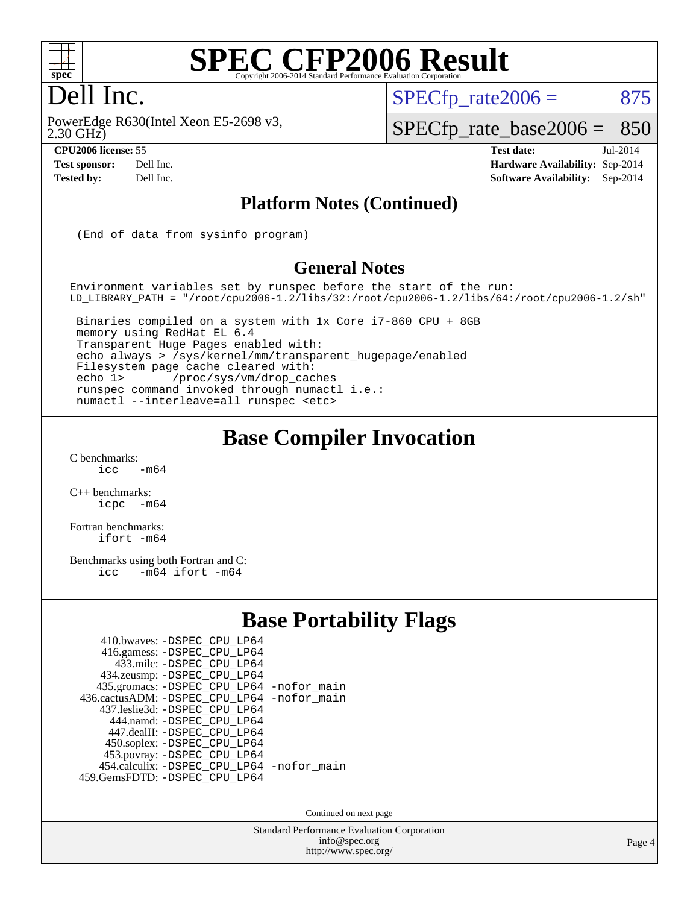# SPEC CFP2006 Result

Copyright 2006-2014 Standard Performance Evaluation Corporation

# Dell Inc.

PowerEdge R630(Intel Xeon E5-2698 v3, 2.30 GHz)

SPECfp_rate2006 = 875

SPECfp_rate_base2006 = 850

**CPU2006 license:** 55
**Test sponsor:** Dell Inc.
**Tested by:** Dell Inc.

**Test date:** Jul-2014
**Hardware Availability:** Sep-2014
**Software Availability:** Sep-2014

## Platform Notes (Continued)

```
(End of data from sysinfo program)
```

## General Notes

```
Environment variables set by runspec before the start of the run:
LD_LIBRARY_PATH = "/root/cpu2006-1.2/libs/32:/root/cpu2006-1.2/libs/64:/root/cpu2006-1.2/sh"

 Binaries compiled on a system with 1x Core i7-860 CPU + 8GB
 memory using RedHat EL 6.4
 Transparent Huge Pages enabled with:
 echo always > /sys/kernel/mm/transparent_hugepage/enabled
 Filesystem page cache cleared with:
 echo 1>       /proc/sys/vm/drop_caches
 runspec command invoked through numactl i.e.:
 numactl --interleave=all runspec <etc>
```

## Base Compiler Invocation

C benchmarks:
    icc   -m64

C++ benchmarks:
    icpc  -m64

Fortran benchmarks:
    ifort -m64

Benchmarks using both Fortran and C:
    icc   -m64 ifort -m64

## Base Portability Flags

410.bwaves: -DSPEC_CPU_LP64
416.gamess: -DSPEC_CPU_LP64
433.milc: -DSPEC_CPU_LP64
434.zeusmp: -DSPEC_CPU_LP64
435.gromacs: -DSPEC_CPU_LP64 -nofor_main
436.cactusADM: -DSPEC_CPU_LP64 -nofor_main
437.leslie3d: -DSPEC_CPU_LP64
444.namd: -DSPEC_CPU_LP64
447.dealII: -DSPEC_CPU_LP64
450.soplex: -DSPEC_CPU_LP64
453.povray: -DSPEC_CPU_LP64
454.calculix: -DSPEC_CPU_LP64 -nofor_main
459.GemsFDTD: -DSPEC_CPU_LP64

Continued on next page

Standard Performance Evaluation Corporation
info@spec.org
http://www.spec.org/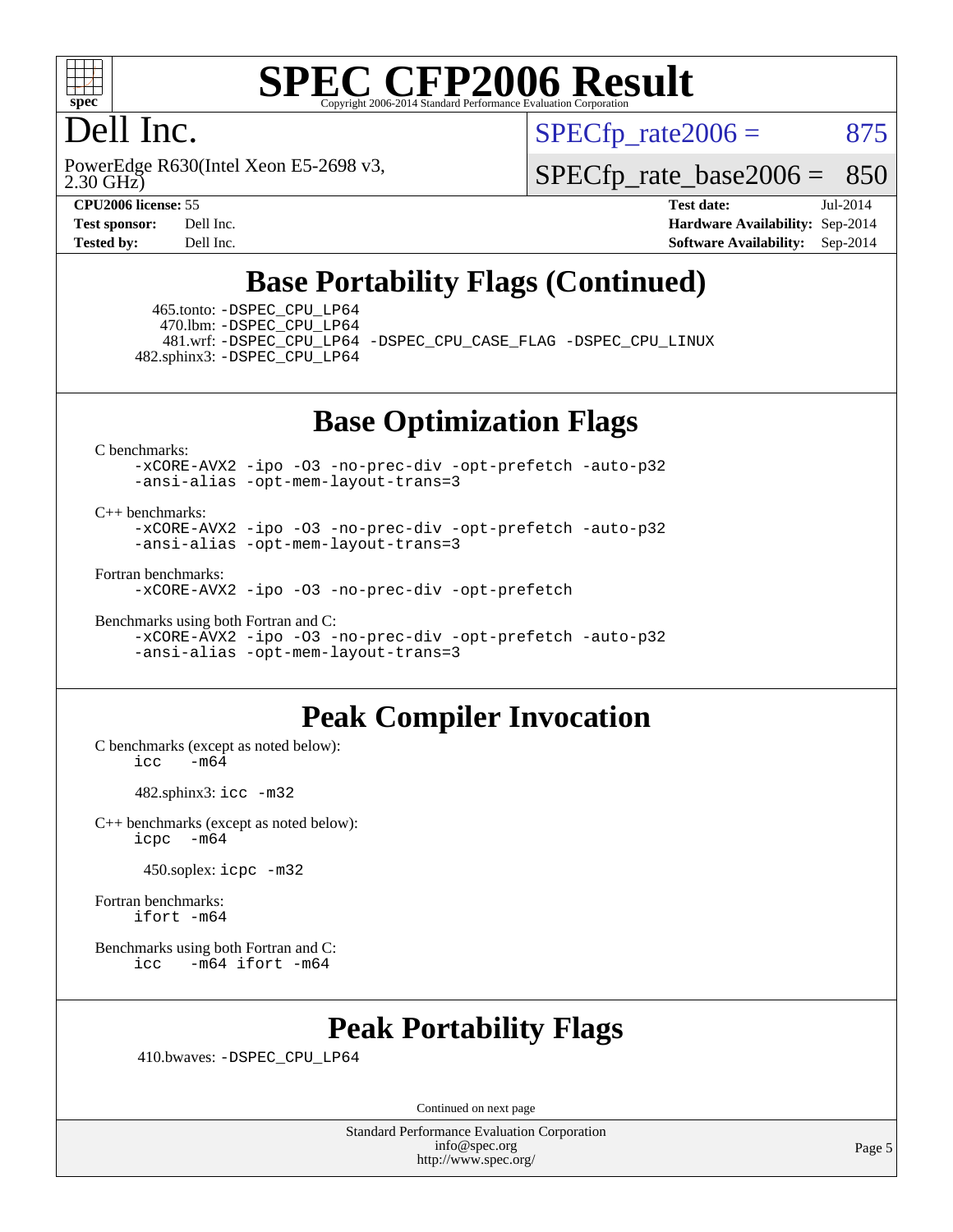# SPEC CFP2006 Result

Copyright 2006-2014 Standard Performance Evaluation Corporation

## Dell Inc.

PowerEdge R630(Intel Xeon E5-2698 v3, 2.30 GHz)

SPECfp_rate2006 = 875

SPECfp_rate_base2006 = 850

| | | | |
|---|---|---|---|
| **CPU2006 license:** 55 | | **Test date:** | Jul-2014 |
| **Test sponsor:** | Dell Inc. | **Hardware Availability:** | Sep-2014 |
| **Tested by:** | Dell Inc. | **Software Availability:** | Sep-2014 |

## Base Portability Flags (Continued)

465.tonto: -DSPEC_CPU_LP64
470.lbm: -DSPEC_CPU_LP64
481.wrf: -DSPEC_CPU_LP64 -DSPEC_CPU_CASE_FLAG -DSPEC_CPU_LINUX
482.sphinx3: -DSPEC_CPU_LP64

## Base Optimization Flags

C benchmarks:
-xCORE-AVX2 -ipo -O3 -no-prec-div -opt-prefetch -auto-p32 -ansi-alias -opt-mem-layout-trans=3

C++ benchmarks:
-xCORE-AVX2 -ipo -O3 -no-prec-div -opt-prefetch -auto-p32 -ansi-alias -opt-mem-layout-trans=3

Fortran benchmarks:
-xCORE-AVX2 -ipo -O3 -no-prec-div -opt-prefetch

Benchmarks using both Fortran and C:
-xCORE-AVX2 -ipo -O3 -no-prec-div -opt-prefetch -auto-p32 -ansi-alias -opt-mem-layout-trans=3

## Peak Compiler Invocation

C benchmarks (except as noted below):
icc -m64

482.sphinx3: icc -m32

C++ benchmarks (except as noted below):
icpc -m64

450.soplex: icpc -m32

Fortran benchmarks:
ifort -m64

Benchmarks using both Fortran and C:
icc -m64 ifort -m64

## Peak Portability Flags

410.bwaves: -DSPEC_CPU_LP64

Continued on next page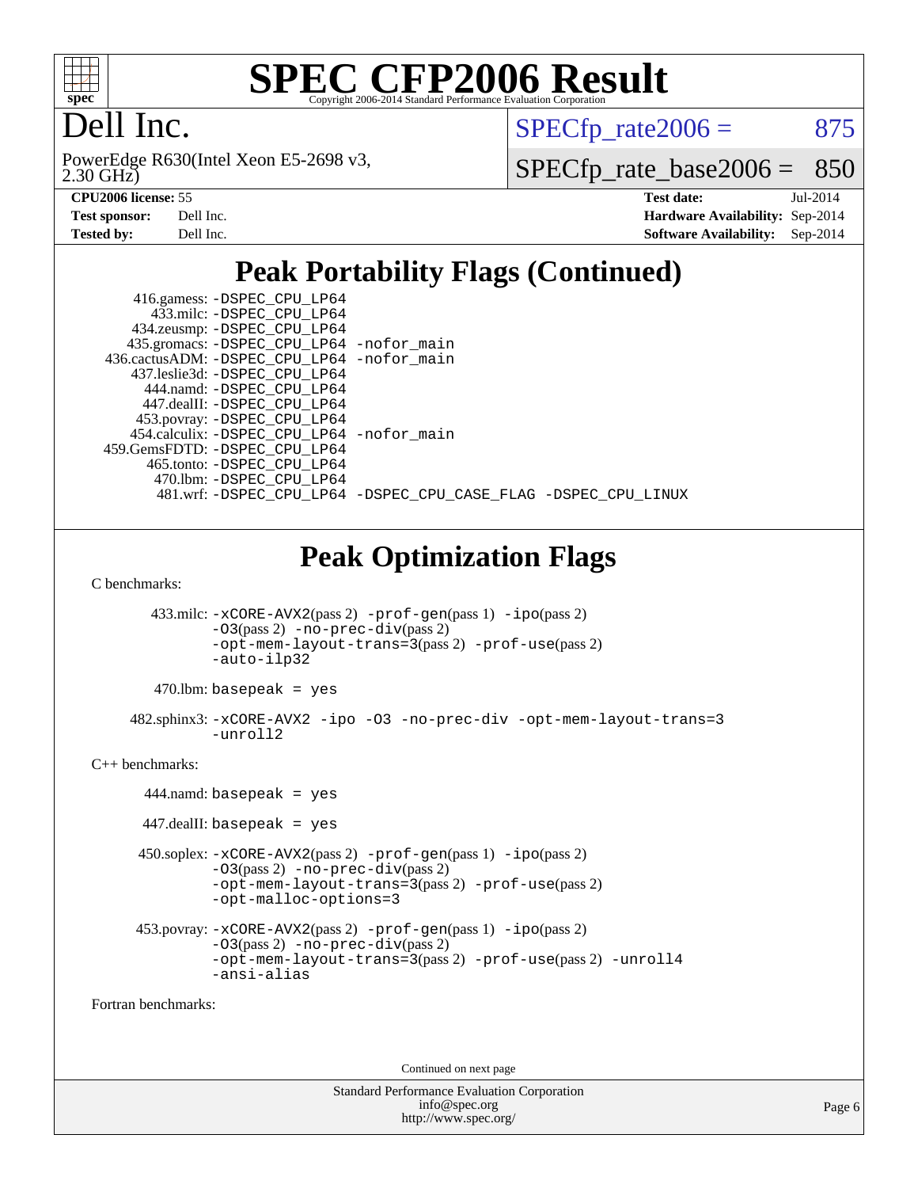# Dell Inc.

PowerEdge R630(Intel Xeon E5-2698 v3, 2.30 GHz)

SPECfp_rate2006 = 875

SPECfp_rate_base2006 = 850

**CPU2006 license:** 55
**Test sponsor:** Dell Inc.
**Tested by:** Dell Inc.

**Test date:** Jul-2014
**Hardware Availability:** Sep-2014
**Software Availability:** Sep-2014

## Peak Portability Flags (Continued)

```
     416.gamess: -DSPEC_CPU_LP64
       433.milc: -DSPEC_CPU_LP64
     434.zeusmp: -DSPEC_CPU_LP64
    435.gromacs: -DSPEC_CPU_LP64 -nofor_main
 436.cactusADM: -DSPEC_CPU_LP64 -nofor_main
    437.leslie3d: -DSPEC_CPU_LP64
       444.namd: -DSPEC_CPU_LP64
      447.dealII: -DSPEC_CPU_LP64
     453.povray: -DSPEC_CPU_LP64
   454.calculix: -DSPEC_CPU_LP64 -nofor_main
  459.GemsFDTD: -DSPEC_CPU_LP64
      465.tonto: -DSPEC_CPU_LP64
        470.lbm: -DSPEC_CPU_LP64
        481.wrf: -DSPEC_CPU_LP64 -DSPEC_CPU_CASE_FLAG -DSPEC_CPU_LINUX
```

## Peak Optimization Flags

C benchmarks:

433.milc: -xCORE-AVX2(pass 2) -prof-gen(pass 1) -ipo(pass 2) -O3(pass 2) -no-prec-div(pass 2) -opt-mem-layout-trans=3(pass 2) -prof-use(pass 2) -auto-ilp32

470.lbm: basepeak = yes

482.sphinx3: -xCORE-AVX2 -ipo -O3 -no-prec-div -opt-mem-layout-trans=3 -unroll2

C++ benchmarks:

444.namd: basepeak = yes

447.dealII: basepeak = yes

450.soplex: -xCORE-AVX2(pass 2) -prof-gen(pass 1) -ipo(pass 2) -O3(pass 2) -no-prec-div(pass 2) -opt-mem-layout-trans=3(pass 2) -prof-use(pass 2) -opt-malloc-options=3

453.povray: -xCORE-AVX2(pass 2) -prof-gen(pass 1) -ipo(pass 2) -O3(pass 2) -no-prec-div(pass 2) -opt-mem-layout-trans=3(pass 2) -prof-use(pass 2) -unroll4 -ansi-alias

Fortran benchmarks:

Continued on next page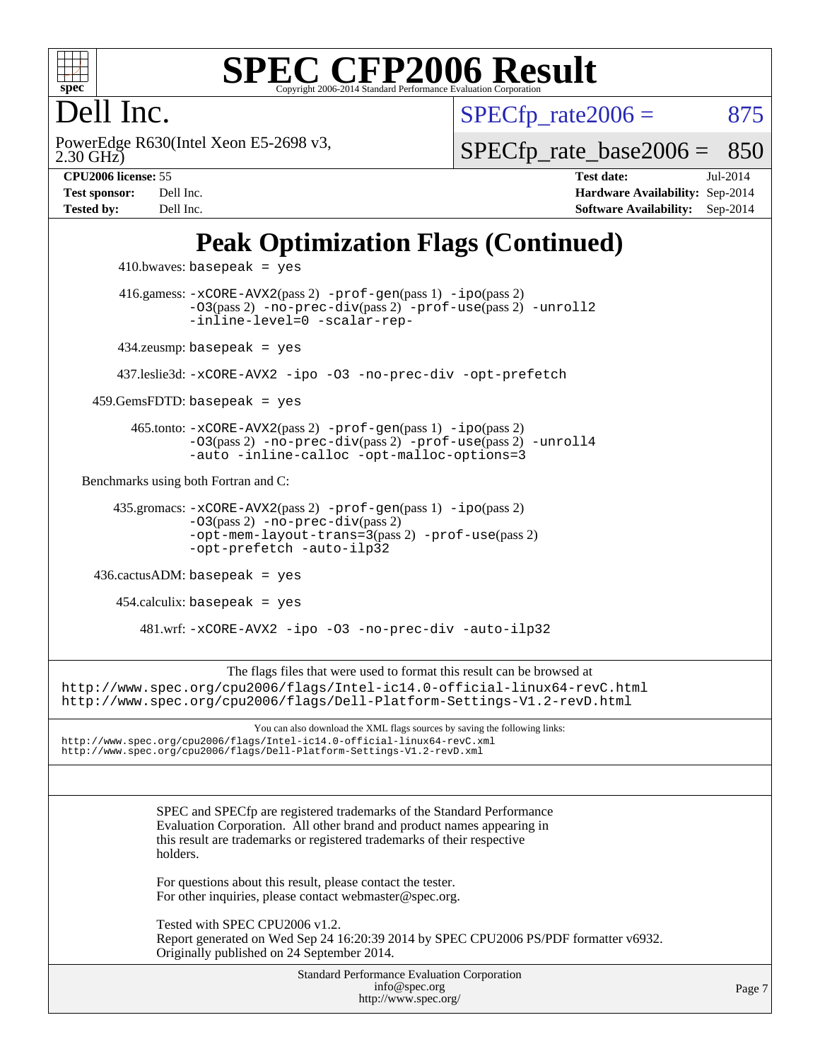# SPEC CFP2006 Result

Copyright 2006-2014 Standard Performance Evaluation Corporation

# Dell Inc.

PowerEdge R630(Intel Xeon E5-2698 v3, 2.30 GHz)

SPECfp_rate2006 = 875

SPECfp_rate_base2006 = 850

**CPU2006 license:** 55
**Test sponsor:** Dell Inc.
**Tested by:** Dell Inc.

**Test date:** Jul-2014
**Hardware Availability:** Sep-2014
**Software Availability:** Sep-2014

## Peak Optimization Flags (Continued)

410.bwaves: basepeak = yes

416.gamess: -xCORE-AVX2(pass 2) -prof-gen(pass 1) -ipo(pass 2) -O3(pass 2) -no-prec-div(pass 2) -prof-use(pass 2) -unroll2 -inline-level=0 -scalar-rep-

434.zeusmp: basepeak = yes

437.leslie3d: -xCORE-AVX2 -ipo -O3 -no-prec-div -opt-prefetch

459.GemsFDTD: basepeak = yes

465.tonto: -xCORE-AVX2(pass 2) -prof-gen(pass 1) -ipo(pass 2) -O3(pass 2) -no-prec-div(pass 2) -prof-use(pass 2) -unroll4 -auto -inline-calloc -opt-malloc-options=3

Benchmarks using both Fortran and C:

435.gromacs: -xCORE-AVX2(pass 2) -prof-gen(pass 1) -ipo(pass 2) -O3(pass 2) -no-prec-div(pass 2) -opt-mem-layout-trans=3(pass 2) -prof-use(pass 2) -opt-prefetch -auto-ilp32

436.cactusADM: basepeak = yes

454.calculix: basepeak = yes

481.wrf: -xCORE-AVX2 -ipo -O3 -no-prec-div -auto-ilp32

The flags files that were used to format this result can be browsed at
http://www.spec.org/cpu2006/flags/Intel-ic14.0-official-linux64-revC.html
http://www.spec.org/cpu2006/flags/Dell-Platform-Settings-V1.2-revD.html

You can also download the XML flags sources by saving the following links:
http://www.spec.org/cpu2006/flags/Intel-ic14.0-official-linux64-revC.xml
http://www.spec.org/cpu2006/flags/Dell-Platform-Settings-V1.2-revD.xml

SPEC and SPECfp are registered trademarks of the Standard Performance Evaluation Corporation. All other brand and product names appearing in this result are trademarks or registered trademarks of their respective holders.

For questions about this result, please contact the tester.
For other inquiries, please contact webmaster@spec.org.

Tested with SPEC CPU2006 v1.2.
Report generated on Wed Sep 24 16:20:39 2014 by SPEC CPU2006 PS/PDF formatter v6932.
Originally published on 24 September 2014.

Standard Performance Evaluation Corporation
info@spec.org
http://www.spec.org/